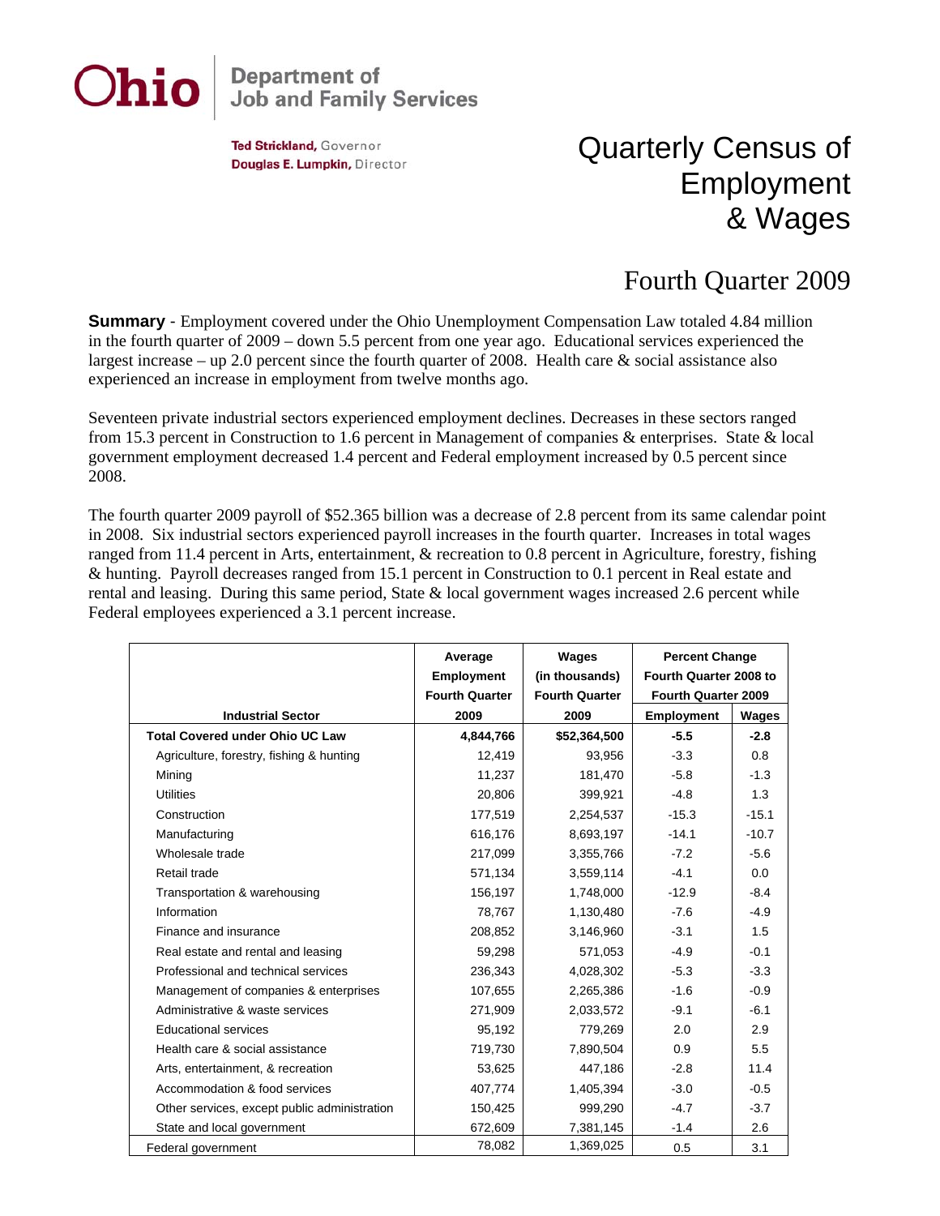**Ohio** | Department of Job and Family Services

**Ted Strickland,** Governor
**Douglas E. Lumpkin,** Director

# Quarterly Census of Employment & Wages

## Fourth Quarter 2009

**Summary** - Employment covered under the Ohio Unemployment Compensation Law totaled 4.84 million in the fourth quarter of 2009 – down 5.5 percent from one year ago. Educational services experienced the largest increase – up 2.0 percent since the fourth quarter of 2008. Health care & social assistance also experienced an increase in employment from twelve months ago.

Seventeen private industrial sectors experienced employment declines. Decreases in these sectors ranged from 15.3 percent in Construction to 1.6 percent in Management of companies & enterprises. State & local government employment decreased 1.4 percent and Federal employment increased by 0.5 percent since 2008.

The fourth quarter 2009 payroll of $52.365 billion was a decrease of 2.8 percent from its same calendar point in 2008. Six industrial sectors experienced payroll increases in the fourth quarter. Increases in total wages ranged from 11.4 percent in Arts, entertainment, & recreation to 0.8 percent in Agriculture, forestry, fishing & hunting. Payroll decreases ranged from 15.1 percent in Construction to 0.1 percent in Real estate and rental and leasing. During this same period, State & local government wages increased 2.6 percent while Federal employees experienced a 3.1 percent increase.

| Industrial Sector | Average Employment Fourth Quarter 2009 | Wages (in thousands) Fourth Quarter 2009 | Percent Change Fourth Quarter 2008 to Fourth Quarter 2009 | |
|---|---|---|---|---|
| | | | Employment | Wages |
| **Total Covered under Ohio UC Law** | **4,844,766** | **$52,364,500** | **-5.5** | **-2.8** |
| Agriculture, forestry, fishing & hunting | 12,419 | 93,956 | -3.3 | 0.8 |
| Mining | 11,237 | 181,470 | -5.8 | -1.3 |
| Utilities | 20,806 | 399,921 | -4.8 | 1.3 |
| Construction | 177,519 | 2,254,537 | -15.3 | -15.1 |
| Manufacturing | 616,176 | 8,693,197 | -14.1 | -10.7 |
| Wholesale trade | 217,099 | 3,355,766 | -7.2 | -5.6 |
| Retail trade | 571,134 | 3,559,114 | -4.1 | 0.0 |
| Transportation & warehousing | 156,197 | 1,748,000 | -12.9 | -8.4 |
| Information | 78,767 | 1,130,480 | -7.6 | -4.9 |
| Finance and insurance | 208,852 | 3,146,960 | -3.1 | 1.5 |
| Real estate and rental and leasing | 59,298 | 571,053 | -4.9 | -0.1 |
| Professional and technical services | 236,343 | 4,028,302 | -5.3 | -3.3 |
| Management of companies & enterprises | 107,655 | 2,265,386 | -1.6 | -0.9 |
| Administrative & waste services | 271,909 | 2,033,572 | -9.1 | -6.1 |
| Educational services | 95,192 | 779,269 | 2.0 | 2.9 |
| Health care & social assistance | 719,730 | 7,890,504 | 0.9 | 5.5 |
| Arts, entertainment, & recreation | 53,625 | 447,186 | -2.8 | 11.4 |
| Accommodation & food services | 407,774 | 1,405,394 | -3.0 | -0.5 |
| Other services, except public administration | 150,425 | 999,290 | -4.7 | -3.7 |
| State and local government | 672,609 | 7,381,145 | -1.4 | 2.6 |
| Federal government | 78,082 | 1,369,025 | 0.5 | 3.1 |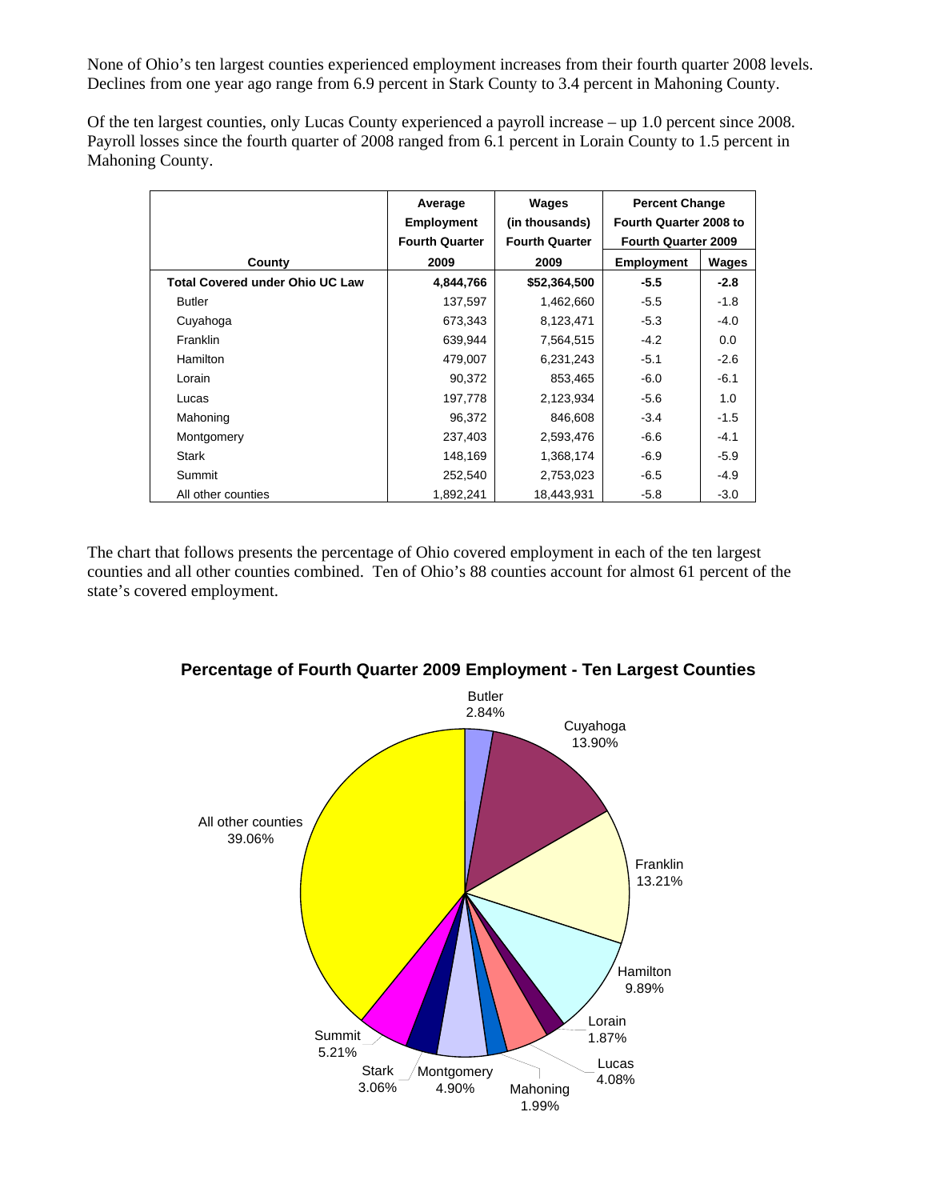None of Ohio's ten largest counties experienced employment increases from their fourth quarter 2008 levels. Declines from one year ago range from 6.9 percent in Stark County to 3.4 percent in Mahoning County.

Of the ten largest counties, only Lucas County experienced a payroll increase – up 1.0 percent since 2008. Payroll losses since the fourth quarter of 2008 ranged from 6.1 percent in Lorain County to 1.5 percent in Mahoning County.

| County | Average Employment Fourth Quarter 2009 | Wages (in thousands) Fourth Quarter 2009 | Percent Change Fourth Quarter 2008 to Fourth Quarter 2009 | |
|---|---|---|---|---|
| | | | Employment | Wages |
| **Total Covered under Ohio UC Law** | **4,844,766** | **$52,364,500** | **-5.5** | **-2.8** |
| Butler | 137,597 | 1,462,660 | -5.5 | -1.8 |
| Cuyahoga | 673,343 | 8,123,471 | -5.3 | -4.0 |
| Franklin | 639,944 | 7,564,515 | -4.2 | 0.0 |
| Hamilton | 479,007 | 6,231,243 | -5.1 | -2.6 |
| Lorain | 90,372 | 853,465 | -6.0 | -6.1 |
| Lucas | 197,778 | 2,123,934 | -5.6 | 1.0 |
| Mahoning | 96,372 | 846,608 | -3.4 | -1.5 |
| Montgomery | 237,403 | 2,593,476 | -6.6 | -4.1 |
| Stark | 148,169 | 1,368,174 | -6.9 | -5.9 |
| Summit | 252,540 | 2,753,023 | -6.5 | -4.9 |
| All other counties | 1,892,241 | 18,443,931 | -5.8 | -3.0 |

The chart that follows presents the percentage of Ohio covered employment in each of the ten largest counties and all other counties combined. Ten of Ohio's 88 counties account for almost 61 percent of the state's covered employment.

**Percentage of Fourth Quarter 2009 Employment - Ten Largest Counties**

| County | Percentage |
|---|---|
| Butler | 2.84% |
| Cuyahoga | 13.90% |
| Franklin | 13.21% |
| Hamilton | 9.89% |
| Lorain | 1.87% |
| Lucas | 4.08% |
| Mahoning | 1.99% |
| Montgomery | 4.90% |
| Stark | 3.06% |
| Summit | 5.21% |
| All other counties | 39.06% |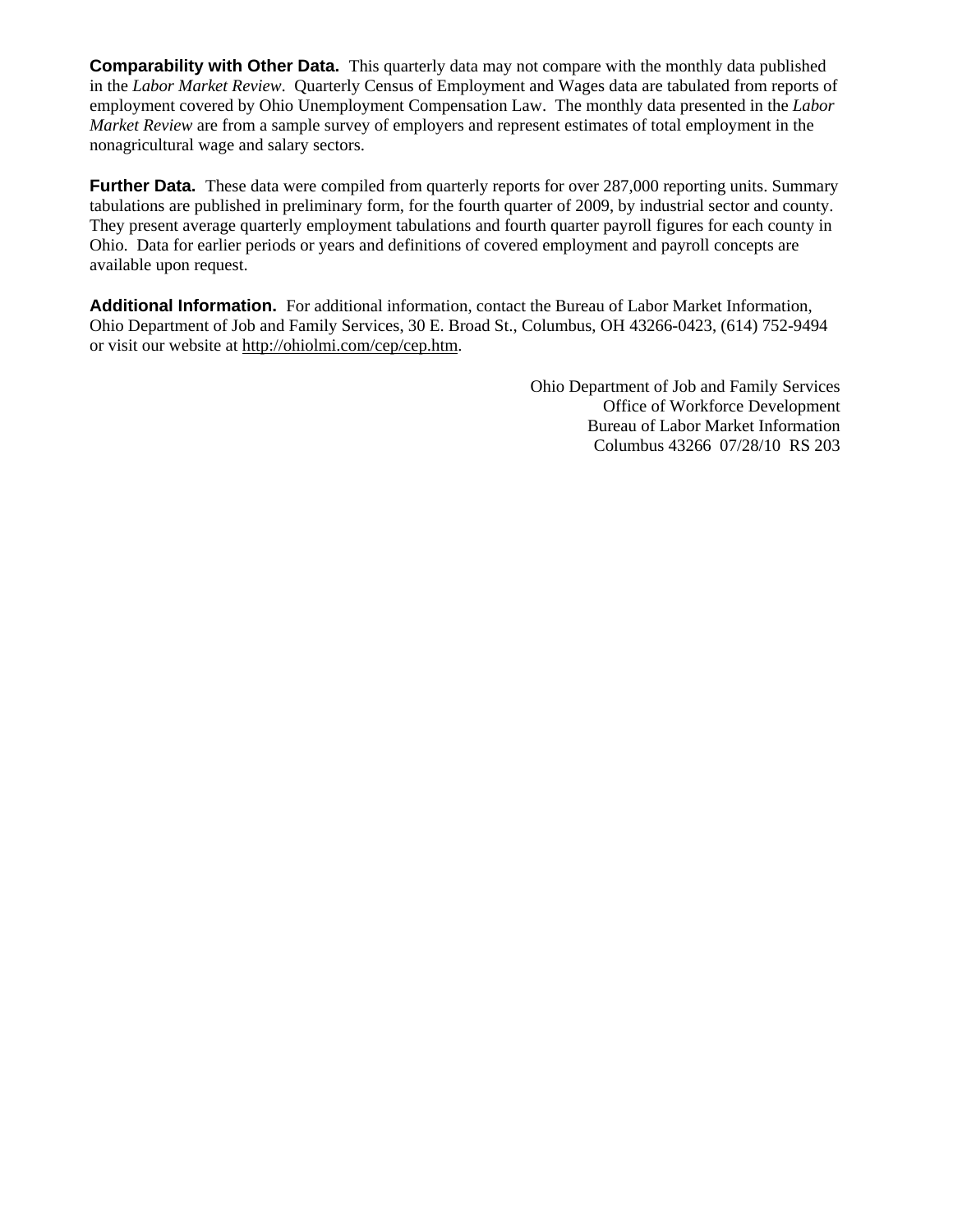**Comparability with Other Data.** This quarterly data may not compare with the monthly data published in the *Labor Market Review*. Quarterly Census of Employment and Wages data are tabulated from reports of employment covered by Ohio Unemployment Compensation Law. The monthly data presented in the *Labor Market Review* are from a sample survey of employers and represent estimates of total employment in the nonagricultural wage and salary sectors.

**Further Data.** These data were compiled from quarterly reports for over 287,000 reporting units. Summary tabulations are published in preliminary form, for the fourth quarter of 2009, by industrial sector and county. They present average quarterly employment tabulations and fourth quarter payroll figures for each county in Ohio. Data for earlier periods or years and definitions of covered employment and payroll concepts are available upon request.

**Additional Information.** For additional information, contact the Bureau of Labor Market Information, Ohio Department of Job and Family Services, 30 E. Broad St., Columbus, OH 43266-0423, (614) 752-9494 or visit our website at http://ohiolmi.com/cep/cep.htm.

Ohio Department of Job and Family Services
Office of Workforce Development
Bureau of Labor Market Information
Columbus 43266 07/28/10 RS 203